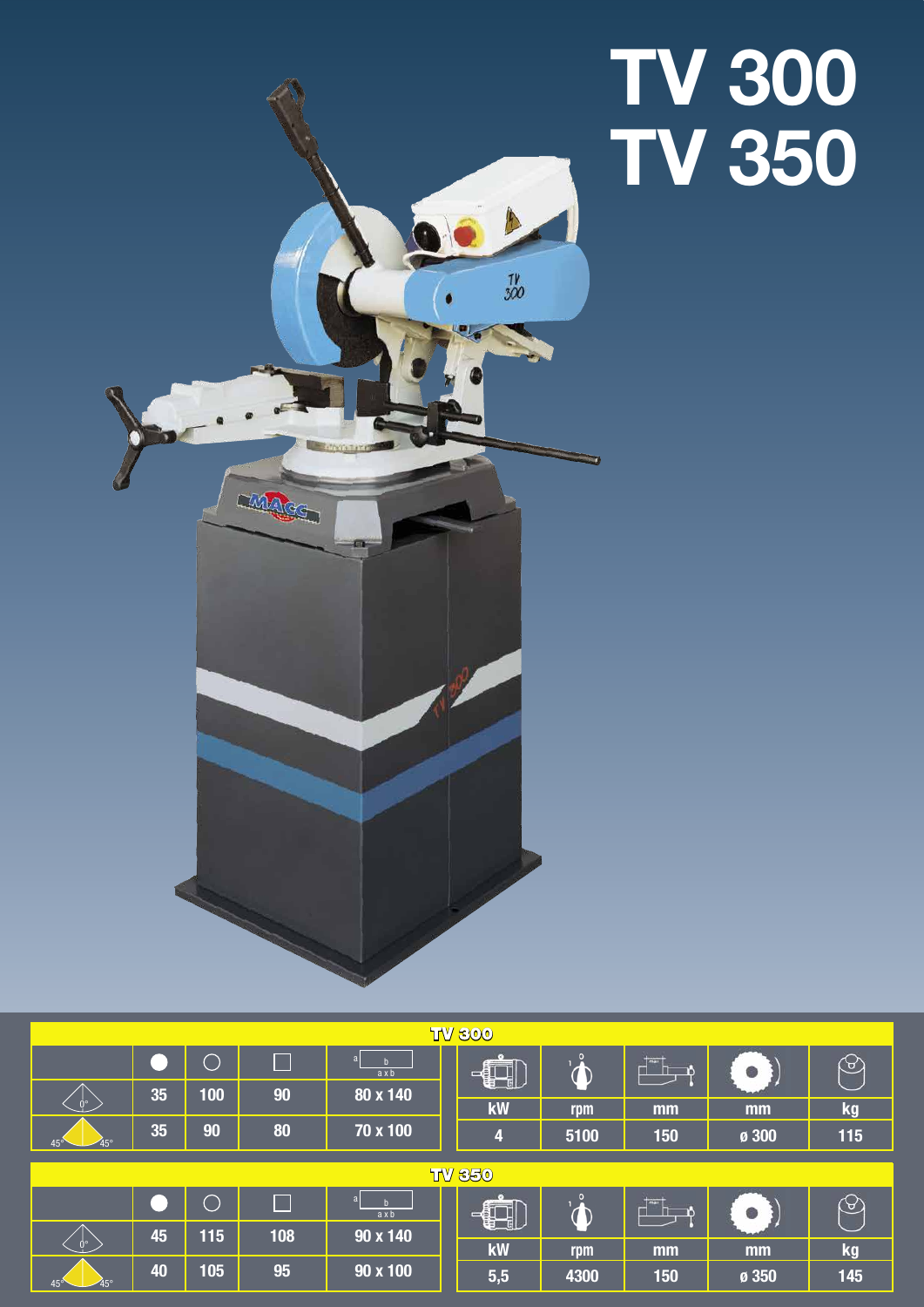# TV 300
# TV 350

## TV 300

| | ● | ○ | □ | a x b |
|---|---|---|---|---|
| 0° | 35 | 100 | 90 | 80 x 140 |
| 45° 45° | 35 | 90 | 80 | 70 x 100 |

| kW | rpm | mm | mm | kg |
|---|---|---|---|---|
| 4 | 5100 | 150 | ø 300 | 115 |

## TV 350

| | ● | ○ | □ | a x b |
|---|---|---|---|---|
| 0° | 45 | 115 | 108 | 90 x 140 |
| 45° 45° | 40 | 105 | 95 | 90 x 100 |

| kW | rpm | mm | mm | kg |
|---|---|---|---|---|
| 5,5 | 4300 | 150 | ø 350 | 145 |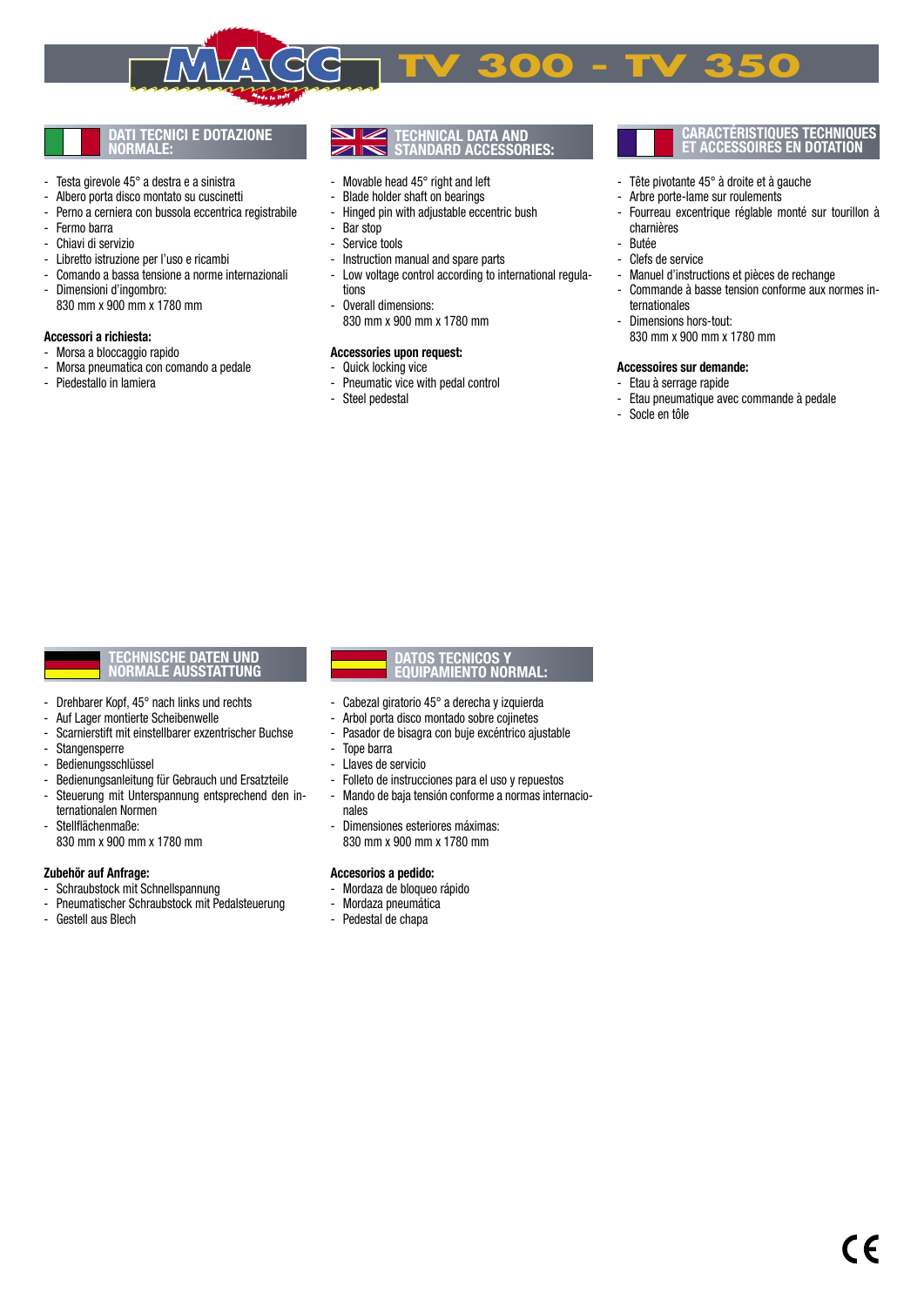# MACC TV 300 - TV 350

## DATI TECNICI E DOTAZIONE NORMALE:

- Testa girevole 45° a destra e a sinistra
- Albero porta disco montato su cuscinetti
- Perno a cerniera con bussola eccentrica registrabile
- Fermo barra
- Chiavi di servizio
- Libretto istruzione per l'uso e ricambi
- Comando a bassa tensione a norme internazionali
- Dimensioni d'ingombro:
  830 mm x 900 mm x 1780 mm

**Accessori a richiesta:**
- Morsa a bloccaggio rapido
- Morsa pneumatica con comando a pedale
- Piedestallo in lamiera

## TECHNICAL DATA AND STANDARD ACCESSORIES:

- Movable head 45° right and left
- Blade holder shaft on bearings
- Hinged pin with adjustable eccentric bush
- Bar stop
- Service tools
- Instruction manual and spare parts
- Low voltage control according to international regulations
- Overall dimensions:
  830 mm x 900 mm x 1780 mm

**Accessories upon request:**
- Quick locking vice
- Pneumatic vice with pedal control
- Steel pedestal

## CARACTÉRISTIQUES TECHNIQUES ET ACCESSOIRES EN DOTATION

- Tête pivotante 45° à droite et à gauche
- Arbre porte-lame sur roulements
- Fourreau excentrique réglable monté sur tourillon à charnières
- Butée
- Clefs de service
- Manuel d'instructions et pièces de rechange
- Commande à basse tension conforme aux normes internationales
- Dimensions hors-tout:
  830 mm x 900 mm x 1780 mm

**Accessoires sur demande:**
- Etau à serrage rapide
- Etau pneumatique avec commande à pedale
- Socle en tôle

## TECHNISCHE DATEN UND NORMALE AUSSTATTUNG

- Drehbarer Kopf, 45° nach links und rechts
- Auf Lager montierte Scheibenwelle
- Scarnierstift mit einstellbarer exzentrischer Buchse
- Stangensperre
- Bedienungsschlüssel
- Bedienungsanleitung für Gebrauch und Ersatzteile
- Steuerung mit Unterspannung entsprechend den internationalen Normen
- Stellflächenmaße:
  830 mm x 900 mm x 1780 mm

**Zubehör auf Anfrage:**
- Schraubstock mit Schnellspannung
- Pneumatischer Schraubstock mit Pedalsteuerung
- Gestell aus Blech

## DATOS TECNICOS Y EQUIPAMIENTO NORMAL:

- Cabezal giratorio 45° a derecha y izquierda
- Arbol porta disco montado sobre cojinetes
- Pasador de bisagra con buje excéntrico ajustable
- Tope barra
- Llaves de servicio
- Folleto de instrucciones para el uso y repuestos
- Mando de baja tensión conforme a normas internacionales
- Dimensiones esteriores máximas:
  830 mm x 900 mm x 1780 mm

**Accesorios a pedido:**
- Mordaza de bloqueo rápido
- Mordaza pneumática
- Pedestal de chapa

CE